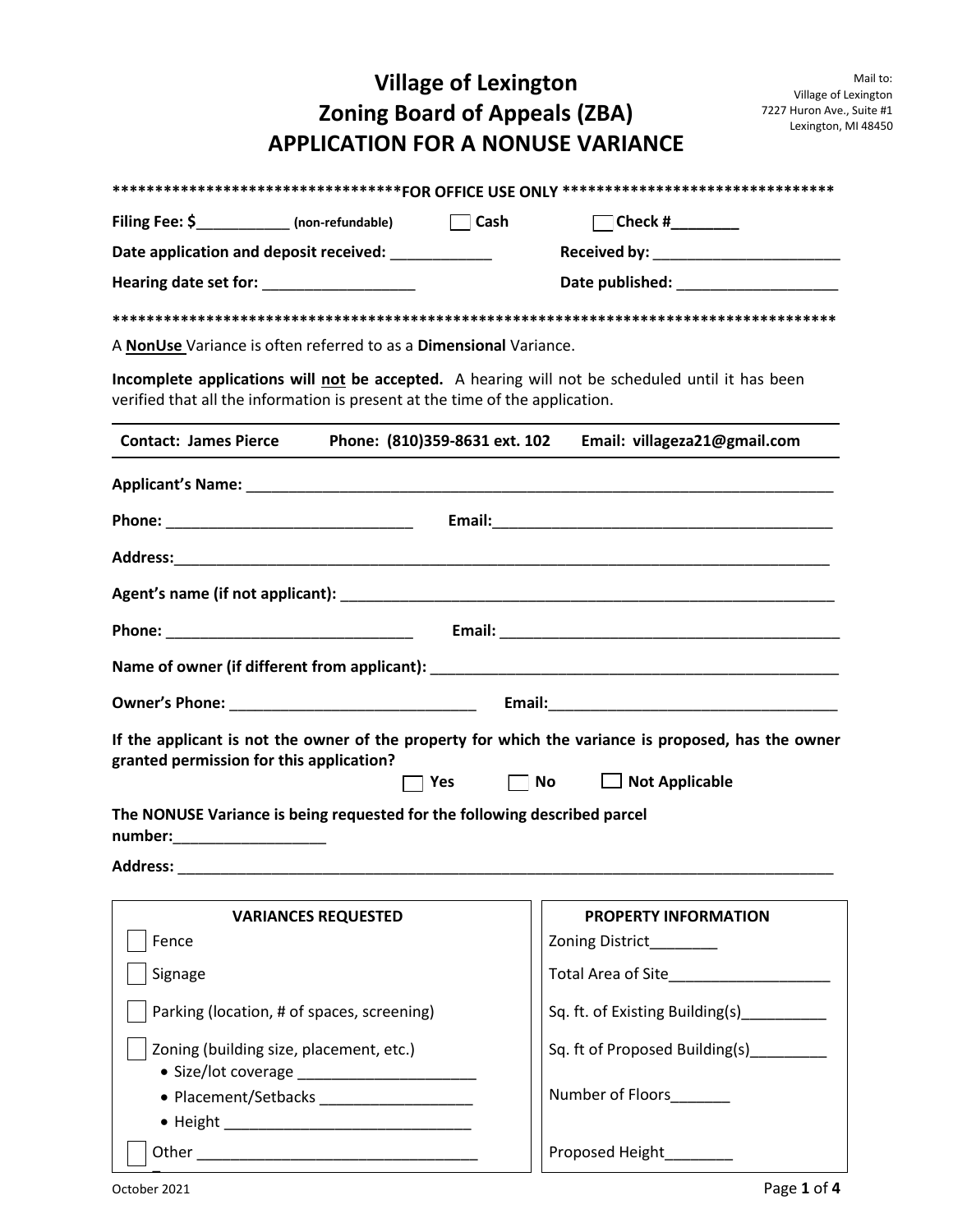Mail to:
Village of Lexington
7227 Huron Ave., Suite #1
Lexington, MI 48450

# Village of Lexington
# Zoning Board of Appeals (ZBA)
# APPLICATION FOR A NONUSE VARIANCE

**********************************FOR OFFICE USE ONLY ********************************

**Filing Fee: $___________ (non-refundable)** ☐ **Cash** ☐ **Check #________**

**Date application and deposit received:** ____________ **Received by:** ______________________

**Hearing date set for:** __________________ **Date published:** ___________________

****************************************************************************************

A **NonUse** Variance is often referred to as a **Dimensional** Variance.

**Incomplete applications will not be accepted.** A hearing will not be scheduled until it has been verified that all the information is present at the time of the application.

**Contact: James Pierce Phone: (810)359-8631 ext. 102 Email: villageza21@gmail.com**

**Applicant's Name:** ______________________________________________________________________

**Phone:** ______________________________ **Email:**__________________________________________

**Address:**_____________________________________________________________________________

**Agent's name (if not applicant):** ____________________________________________________________

**Phone:** ______________________________ **Email:** __________________________________________

**Name of owner (if different from applicant):** ___________________________________________________

**Owner's Phone:** ______________________________ **Email:**___________________________________

**If the applicant is not the owner of the property for which the variance is proposed, has the owner granted permission for this application?**

☐ **Yes** ☐ **No** ☐ **Not Applicable**

**The NONUSE Variance is being requested for the following described parcel number:**__________________

**Address:** ________________________________________________________________________________

| VARIANCES REQUESTED | PROPERTY INFORMATION |
|---|---|
| ☐ Fence | Zoning District________ |
| ☐ Signage | Total Area of Site___________________ |
| ☐ Parking (location, # of spaces, screening) | Sq. ft. of Existing Building(s)__________ |
| ☐ Zoning (building size, placement, etc.)<br>• Size/lot coverage _____________________<br>• Placement/Setbacks __________________<br>• Height ______________________________ | Sq. ft of Proposed Building(s)_________<br><br>Number of Floors_______ |
| ☐ Other __________________________________ | Proposed Height________ |

October 2021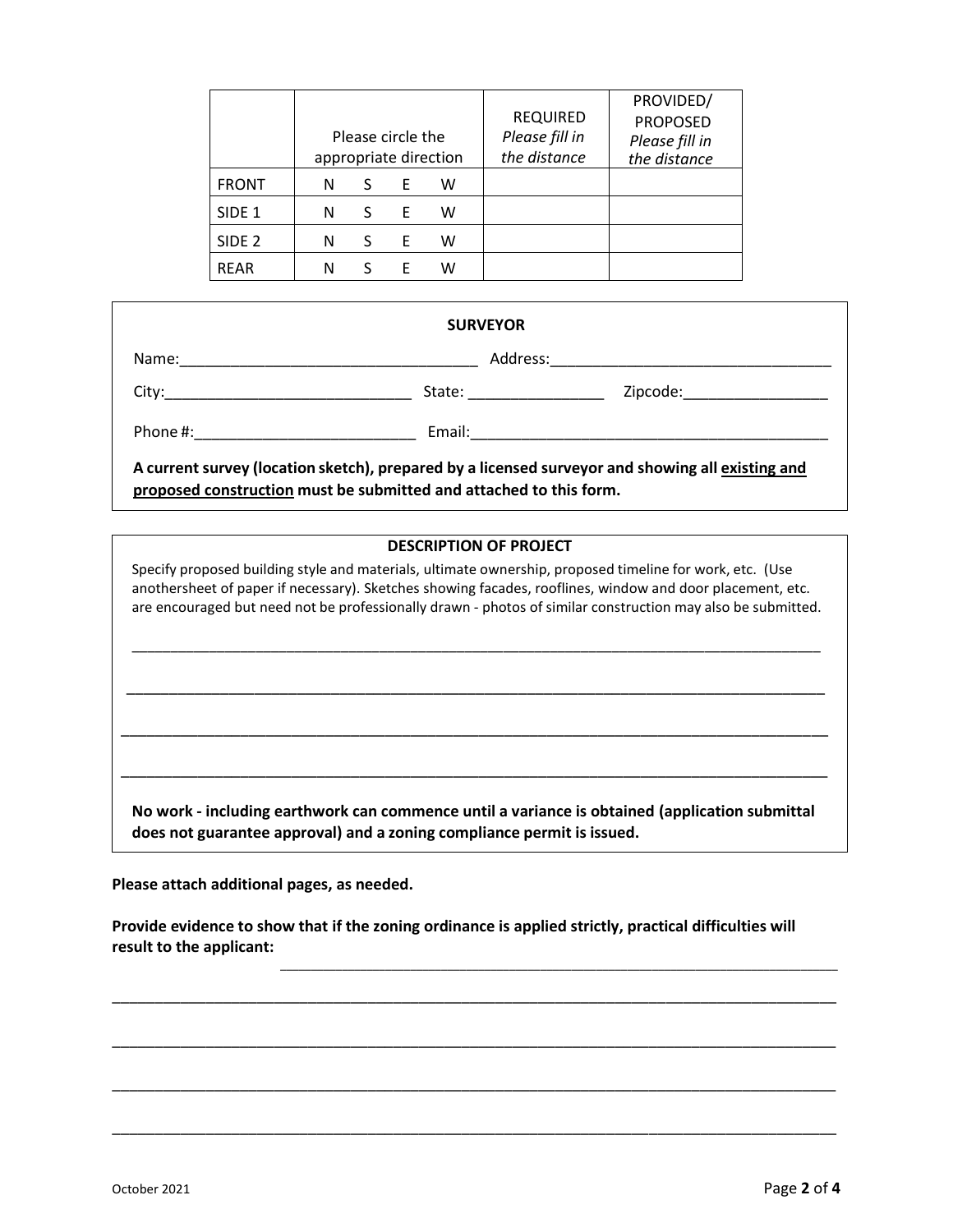| | Please circle the appropriate direction | REQUIRED *Please fill in the distance* | PROVIDED/ PROPOSED *Please fill in the distance* |
|---|---|---|---|
| FRONT | N S E W | | |
| SIDE 1 | N S E W | | |
| SIDE 2 | N S E W | | |
| REAR | N S E W | | |

**SURVEYOR**

Name:___________________________________ Address:_________________________________

City:_____________________________ State: ________________ Zipcode:_________________

Phone #:__________________________ Email:__________________________________________

**A current survey (location sketch), prepared by a licensed surveyor and showing all <u>existing and proposed construction</u> must be submitted and attached to this form.**

**DESCRIPTION OF PROJECT**

Specify proposed building style and materials, ultimate ownership, proposed timeline for work, etc. (Use anothersheet of paper if necessary). Sketches showing facades, rooflines, window and door placement, etc. are encouraged but need not be professionally drawn - photos of similar construction may also be submitted.

_____________________________________________________________________________________

_____________________________________________________________________________________

_____________________________________________________________________________________

_____________________________________________________________________________________

**No work - including earthwork can commence until a variance is obtained (application submittal does not guarantee approval) and a zoning compliance permit is issued.**

**Please attach additional pages, as needed.**

**Provide evidence to show that if the zoning ordinance is applied strictly, practical difficulties will result to the applicant:** ____________________________________________________________________

_____________________________________________________________________________________

_____________________________________________________________________________________

_____________________________________________________________________________________

_____________________________________________________________________________________

October 2021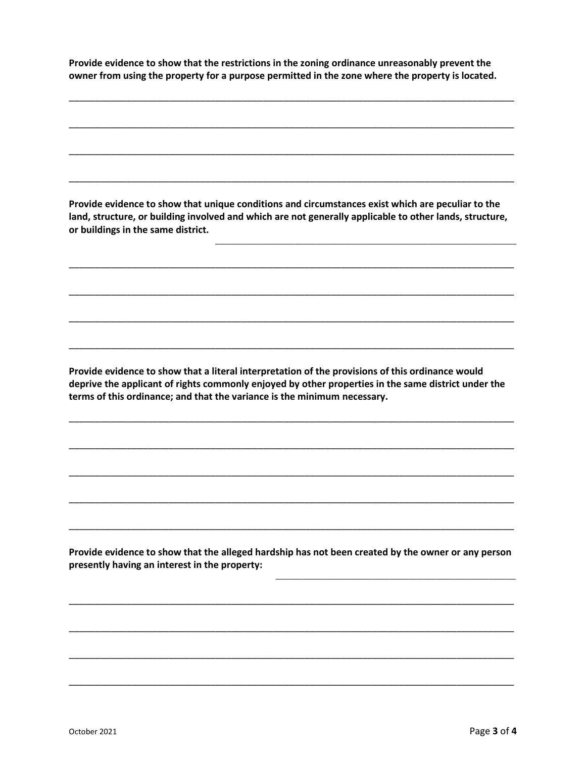**Provide evidence to show that the restrictions in the zoning ordinance unreasonably prevent the owner from using the property for a purpose permitted in the zone where the property is located.**

\_\_\_\_\_\_\_\_\_\_\_\_\_\_\_\_\_\_\_\_\_\_\_\_\_\_\_\_\_\_\_\_\_\_\_\_\_\_\_\_\_\_\_\_\_\_\_\_\_\_\_\_\_\_\_\_\_\_\_\_\_\_\_\_\_\_\_\_\_\_\_\_\_\_\_\_\_\_\_\_\_\_\_\_

\_\_\_\_\_\_\_\_\_\_\_\_\_\_\_\_\_\_\_\_\_\_\_\_\_\_\_\_\_\_\_\_\_\_\_\_\_\_\_\_\_\_\_\_\_\_\_\_\_\_\_\_\_\_\_\_\_\_\_\_\_\_\_\_\_\_\_\_\_\_\_\_\_\_\_\_\_\_\_\_\_\_\_\_

\_\_\_\_\_\_\_\_\_\_\_\_\_\_\_\_\_\_\_\_\_\_\_\_\_\_\_\_\_\_\_\_\_\_\_\_\_\_\_\_\_\_\_\_\_\_\_\_\_\_\_\_\_\_\_\_\_\_\_\_\_\_\_\_\_\_\_\_\_\_\_\_\_\_\_\_\_\_\_\_\_\_\_\_

\_\_\_\_\_\_\_\_\_\_\_\_\_\_\_\_\_\_\_\_\_\_\_\_\_\_\_\_\_\_\_\_\_\_\_\_\_\_\_\_\_\_\_\_\_\_\_\_\_\_\_\_\_\_\_\_\_\_\_\_\_\_\_\_\_\_\_\_\_\_\_\_\_\_\_\_\_\_\_\_\_\_\_\_

**Provide evidence to show that unique conditions and circumstances exist which are peculiar to the land, structure, or building involved and which are not generally applicable to other lands, structure, or buildings in the same district.** \_\_\_\_\_\_\_\_\_\_\_\_\_\_\_\_\_\_\_\_\_\_\_\_\_\_\_\_\_\_\_\_\_\_\_\_\_\_\_\_\_\_\_\_\_\_\_\_\_

\_\_\_\_\_\_\_\_\_\_\_\_\_\_\_\_\_\_\_\_\_\_\_\_\_\_\_\_\_\_\_\_\_\_\_\_\_\_\_\_\_\_\_\_\_\_\_\_\_\_\_\_\_\_\_\_\_\_\_\_\_\_\_\_\_\_\_\_\_\_\_\_\_\_\_\_\_\_\_\_\_\_\_\_

\_\_\_\_\_\_\_\_\_\_\_\_\_\_\_\_\_\_\_\_\_\_\_\_\_\_\_\_\_\_\_\_\_\_\_\_\_\_\_\_\_\_\_\_\_\_\_\_\_\_\_\_\_\_\_\_\_\_\_\_\_\_\_\_\_\_\_\_\_\_\_\_\_\_\_\_\_\_\_\_\_\_\_\_

\_\_\_\_\_\_\_\_\_\_\_\_\_\_\_\_\_\_\_\_\_\_\_\_\_\_\_\_\_\_\_\_\_\_\_\_\_\_\_\_\_\_\_\_\_\_\_\_\_\_\_\_\_\_\_\_\_\_\_\_\_\_\_\_\_\_\_\_\_\_\_\_\_\_\_\_\_\_\_\_\_\_\_\_

\_\_\_\_\_\_\_\_\_\_\_\_\_\_\_\_\_\_\_\_\_\_\_\_\_\_\_\_\_\_\_\_\_\_\_\_\_\_\_\_\_\_\_\_\_\_\_\_\_\_\_\_\_\_\_\_\_\_\_\_\_\_\_\_\_\_\_\_\_\_\_\_\_\_\_\_\_\_\_\_\_\_\_\_

**Provide evidence to show that a literal interpretation of the provisions of this ordinance would deprive the applicant of rights commonly enjoyed by other properties in the same district under the terms of this ordinance; and that the variance is the minimum necessary.**

\_\_\_\_\_\_\_\_\_\_\_\_\_\_\_\_\_\_\_\_\_\_\_\_\_\_\_\_\_\_\_\_\_\_\_\_\_\_\_\_\_\_\_\_\_\_\_\_\_\_\_\_\_\_\_\_\_\_\_\_\_\_\_\_\_\_\_\_\_\_\_\_\_\_\_\_\_\_\_\_\_\_\_\_

\_\_\_\_\_\_\_\_\_\_\_\_\_\_\_\_\_\_\_\_\_\_\_\_\_\_\_\_\_\_\_\_\_\_\_\_\_\_\_\_\_\_\_\_\_\_\_\_\_\_\_\_\_\_\_\_\_\_\_\_\_\_\_\_\_\_\_\_\_\_\_\_\_\_\_\_\_\_\_\_\_\_\_\_

\_\_\_\_\_\_\_\_\_\_\_\_\_\_\_\_\_\_\_\_\_\_\_\_\_\_\_\_\_\_\_\_\_\_\_\_\_\_\_\_\_\_\_\_\_\_\_\_\_\_\_\_\_\_\_\_\_\_\_\_\_\_\_\_\_\_\_\_\_\_\_\_\_\_\_\_\_\_\_\_\_\_\_\_

\_\_\_\_\_\_\_\_\_\_\_\_\_\_\_\_\_\_\_\_\_\_\_\_\_\_\_\_\_\_\_\_\_\_\_\_\_\_\_\_\_\_\_\_\_\_\_\_\_\_\_\_\_\_\_\_\_\_\_\_\_\_\_\_\_\_\_\_\_\_\_\_\_\_\_\_\_\_\_\_\_\_\_\_

\_\_\_\_\_\_\_\_\_\_\_\_\_\_\_\_\_\_\_\_\_\_\_\_\_\_\_\_\_\_\_\_\_\_\_\_\_\_\_\_\_\_\_\_\_\_\_\_\_\_\_\_\_\_\_\_\_\_\_\_\_\_\_\_\_\_\_\_\_\_\_\_\_\_\_\_\_\_\_\_\_\_\_\_

**Provide evidence to show that the alleged hardship has not been created by the owner or any person presently having an interest in the property:** \_\_\_\_\_\_\_\_\_\_\_\_\_\_\_\_\_\_\_\_\_\_\_\_\_\_\_\_\_\_\_\_\_\_\_\_\_\_\_\_

\_\_\_\_\_\_\_\_\_\_\_\_\_\_\_\_\_\_\_\_\_\_\_\_\_\_\_\_\_\_\_\_\_\_\_\_\_\_\_\_\_\_\_\_\_\_\_\_\_\_\_\_\_\_\_\_\_\_\_\_\_\_\_\_\_\_\_\_\_\_\_\_\_\_\_\_\_\_\_\_\_\_\_\_

\_\_\_\_\_\_\_\_\_\_\_\_\_\_\_\_\_\_\_\_\_\_\_\_\_\_\_\_\_\_\_\_\_\_\_\_\_\_\_\_\_\_\_\_\_\_\_\_\_\_\_\_\_\_\_\_\_\_\_\_\_\_\_\_\_\_\_\_\_\_\_\_\_\_\_\_\_\_\_\_\_\_\_\_

\_\_\_\_\_\_\_\_\_\_\_\_\_\_\_\_\_\_\_\_\_\_\_\_\_\_\_\_\_\_\_\_\_\_\_\_\_\_\_\_\_\_\_\_\_\_\_\_\_\_\_\_\_\_\_\_\_\_\_\_\_\_\_\_\_\_\_\_\_\_\_\_\_\_\_\_\_\_\_\_\_\_\_\_

\_\_\_\_\_\_\_\_\_\_\_\_\_\_\_\_\_\_\_\_\_\_\_\_\_\_\_\_\_\_\_\_\_\_\_\_\_\_\_\_\_\_\_\_\_\_\_\_\_\_\_\_\_\_\_\_\_\_\_\_\_\_\_\_\_\_\_\_\_\_\_\_\_\_\_\_\_\_\_\_\_\_\_\_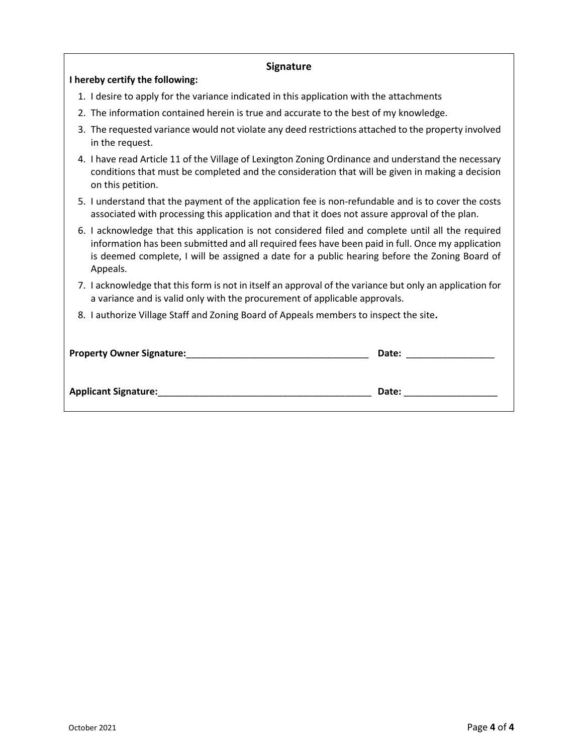## Signature

**I hereby certify the following:**

1. I desire to apply for the variance indicated in this application with the attachments
2. The information contained herein is true and accurate to the best of my knowledge.
3. The requested variance would not violate any deed restrictions attached to the property involved in the request.
4. I have read Article 11 of the Village of Lexington Zoning Ordinance and understand the necessary conditions that must be completed and the consideration that will be given in making a decision on this petition.
5. I understand that the payment of the application fee is non-refundable and is to cover the costs associated with processing this application and that it does not assure approval of the plan.
6. I acknowledge that this application is not considered filed and complete until all the required information has been submitted and all required fees have been paid in full. Once my application is deemed complete, I will be assigned a date for a public hearing before the Zoning Board of Appeals.
7. I acknowledge that this form is not in itself an approval of the variance but only an application for a variance and is valid only with the procurement of applicable approvals.
8. I authorize Village Staff and Zoning Board of Appeals members to inspect the site**.**

**Property Owner Signature:**___________________________________ **Date:** _________________

**Applicant Signature:**_________________________________________ **Date:** __________________

October 2021